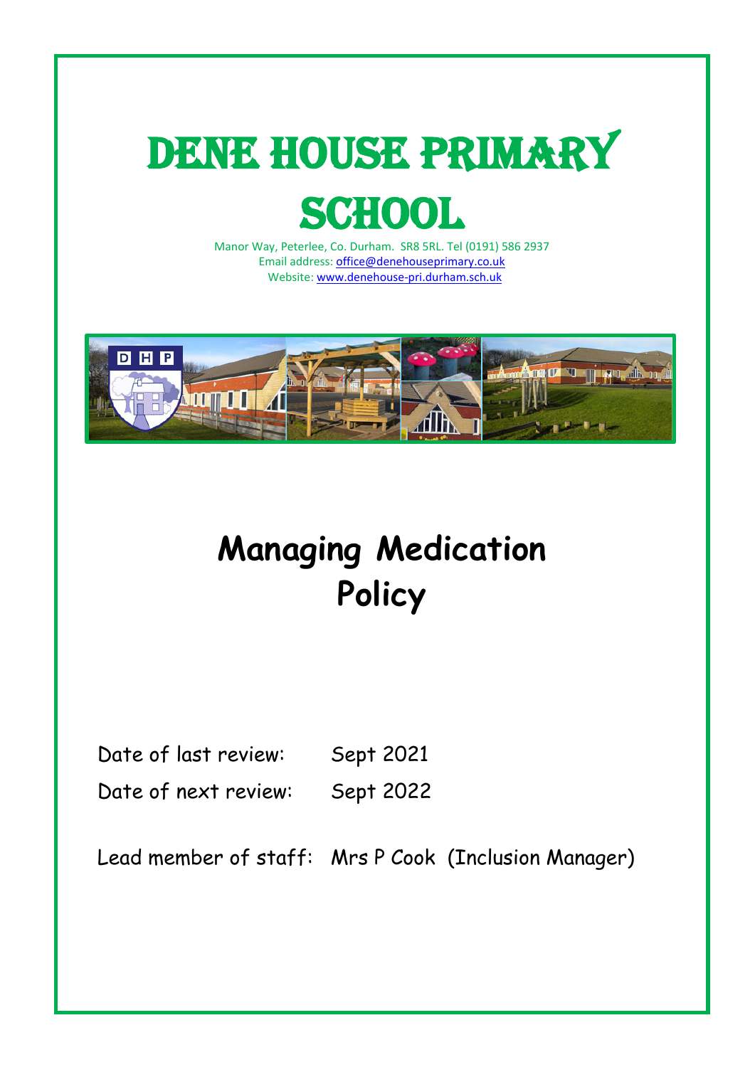# DENE HOUSE PRIMARY SCHOOL

Manor Way, Peterlee, Co. Durham. SR8 5RL. Tel (0191) 586 2937
Email address: office@denehouseprimary.co.uk
Website: www.denehouse-pri.durham.sch.uk

# Managing Medication Policy

Date of last review: Sept 2021

Date of next review: Sept 2022

Lead member of staff: Mrs P Cook (Inclusion Manager)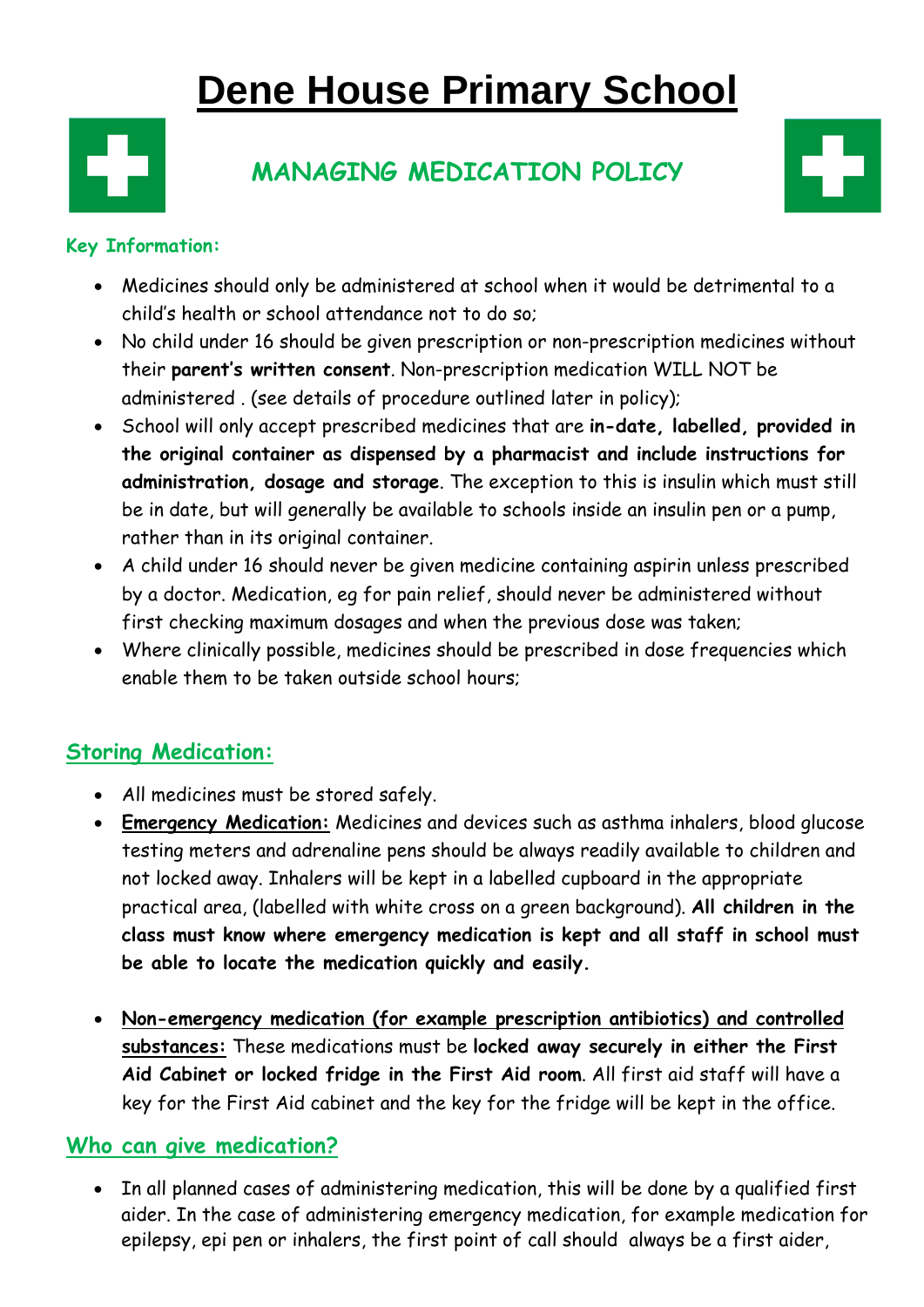# Dene House Primary School

## MANAGING MEDICATION POLICY

**Key Information:**

- Medicines should only be administered at school when it would be detrimental to a child's health or school attendance not to do so;
- No child under 16 should be given prescription or non-prescription medicines without their **parent's written consent**. Non-prescription medication WILL NOT be administered . (see details of procedure outlined later in policy);
- School will only accept prescribed medicines that are **in-date, labelled, provided in the original container as dispensed by a pharmacist and include instructions for administration, dosage and storage**. The exception to this is insulin which must still be in date, but will generally be available to schools inside an insulin pen or a pump, rather than in its original container.
- A child under 16 should never be given medicine containing aspirin unless prescribed by a doctor. Medication, eg for pain relief, should never be administered without first checking maximum dosages and when the previous dose was taken;
- Where clinically possible, medicines should be prescribed in dose frequencies which enable them to be taken outside school hours;

## Storing Medication:

- All medicines must be stored safely.
- **Emergency Medication:** Medicines and devices such as asthma inhalers, blood glucose testing meters and adrenaline pens should be always readily available to children and not locked away. Inhalers will be kept in a labelled cupboard in the appropriate practical area, (labelled with white cross on a green background). **All children in the class must know where emergency medication is kept and all staff in school must be able to locate the medication quickly and easily.**

- **Non-emergency medication (for example prescription antibiotics) and controlled substances:** These medications must be **locked away securely in either the First Aid Cabinet or locked fridge in the First Aid room**. All first aid staff will have a key for the First Aid cabinet and the key for the fridge will be kept in the office.

## Who can give medication?

- In all planned cases of administering medication, this will be done by a qualified first aider. In the case of administering emergency medication, for example medication for epilepsy, epi pen or inhalers, the first point of call should always be a first aider,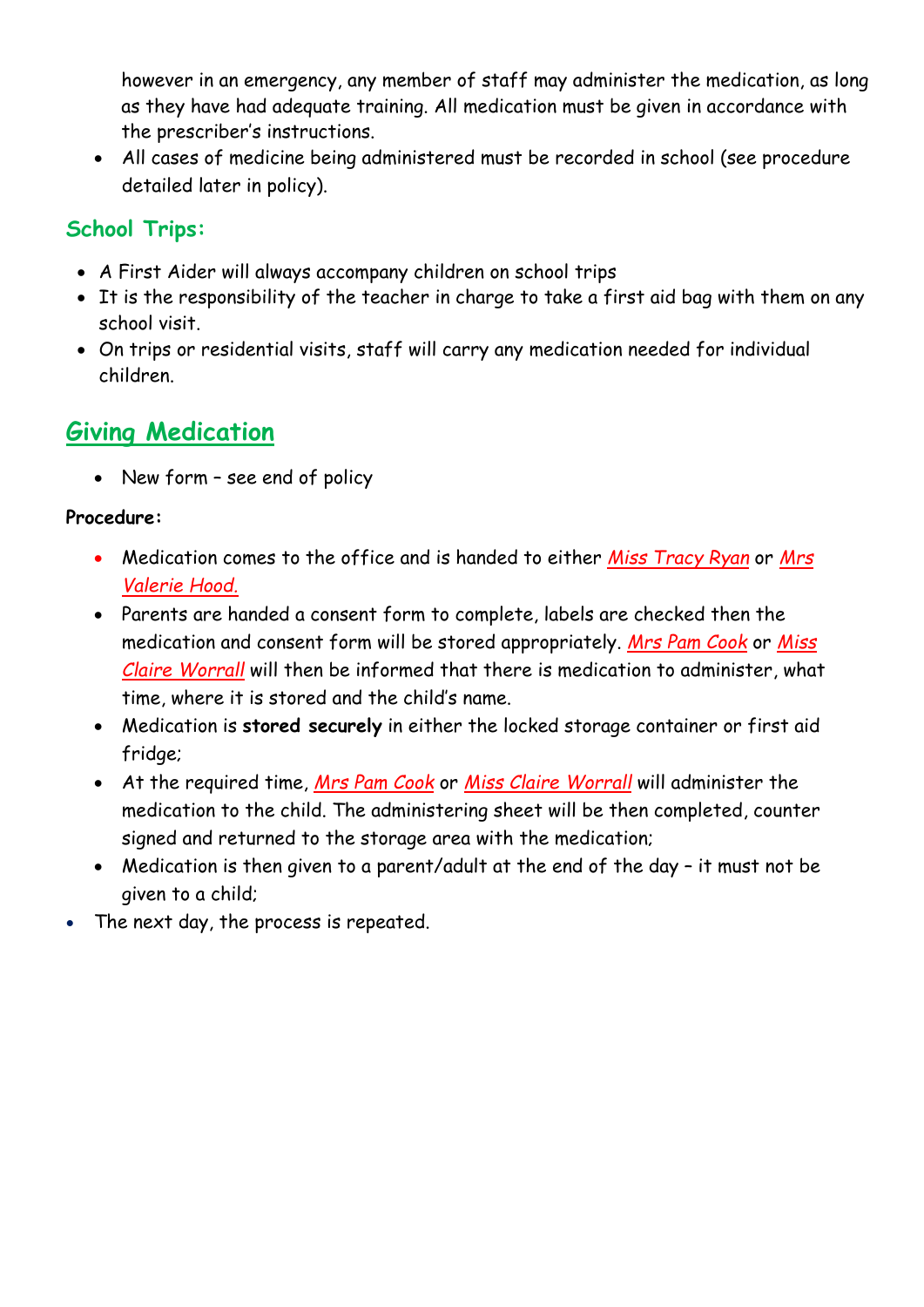however in an emergency, any member of staff may administer the medication, as long as they have had adequate training. All medication must be given in accordance with the prescriber's instructions.

- All cases of medicine being administered must be recorded in school (see procedure detailed later in policy).

### School Trips:

- A First Aider will always accompany children on school trips
- It is the responsibility of the teacher in charge to take a first aid bag with them on any school visit.
- On trips or residential visits, staff will carry any medication needed for individual children.

## Giving Medication

- New form – see end of policy

**Procedure:**

- Medication comes to the office and is handed to either *Miss Tracy Ryan* or *Mrs Valerie Hood.*
- Parents are handed a consent form to complete, labels are checked then the medication and consent form will be stored appropriately. *Mrs Pam Cook* or *Miss Claire Worrall* will then be informed that there is medication to administer, what time, where it is stored and the child's name.
- Medication is **stored securely** in either the locked storage container or first aid fridge;
- At the required time, *Mrs Pam Cook* or *Miss Claire Worrall* will administer the medication to the child. The administering sheet will be then completed, counter signed and returned to the storage area with the medication;
- Medication is then given to a parent/adult at the end of the day – it must not be given to a child;
- The next day, the process is repeated.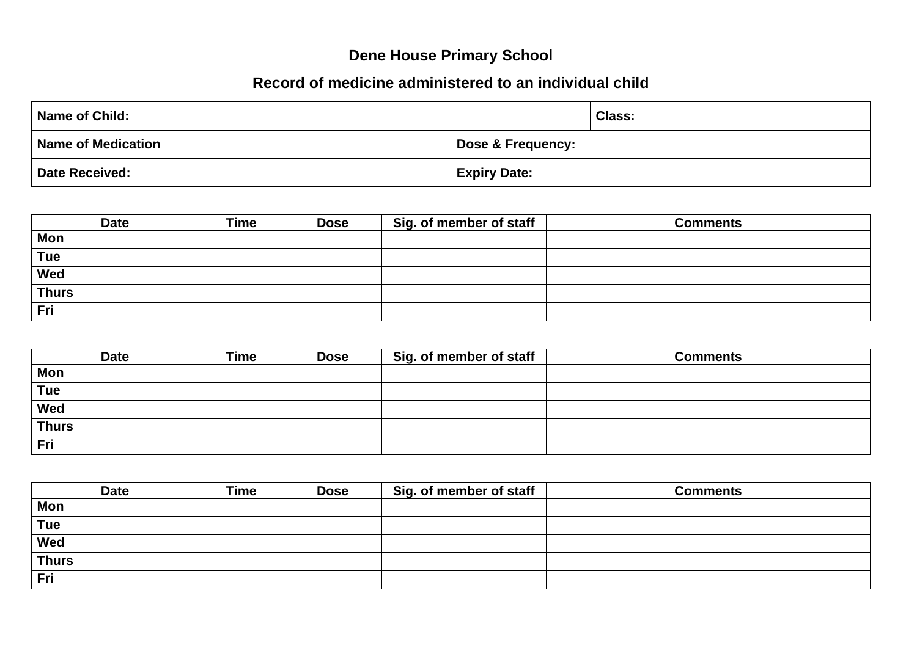# Dene House Primary School

## Record of medicine administered to an individual child

| | | | |
|---|---|---|---|
| **Name of Child:** | | **Class:** | |
| **Name of Medication** | | **Dose & Frequency:** | |
| **Date Received:** | | **Expiry Date:** | |

| Date | Time | Dose | Sig. of member of staff | Comments |
|---|---|---|---|---|
| **Mon** | | | | |
| **Tue** | | | | |
| **Wed** | | | | |
| **Thurs** | | | | |
| **Fri** | | | | |

| Date | Time | Dose | Sig. of member of staff | Comments |
|---|---|---|---|---|
| **Mon** | | | | |
| **Tue** | | | | |
| **Wed** | | | | |
| **Thurs** | | | | |
| **Fri** | | | | |

| Date | Time | Dose | Sig. of member of staff | Comments |
|---|---|---|---|---|
| **Mon** | | | | |
| **Tue** | | | | |
| **Wed** | | | | |
| **Thurs** | | | | |
| **Fri** | | | | |